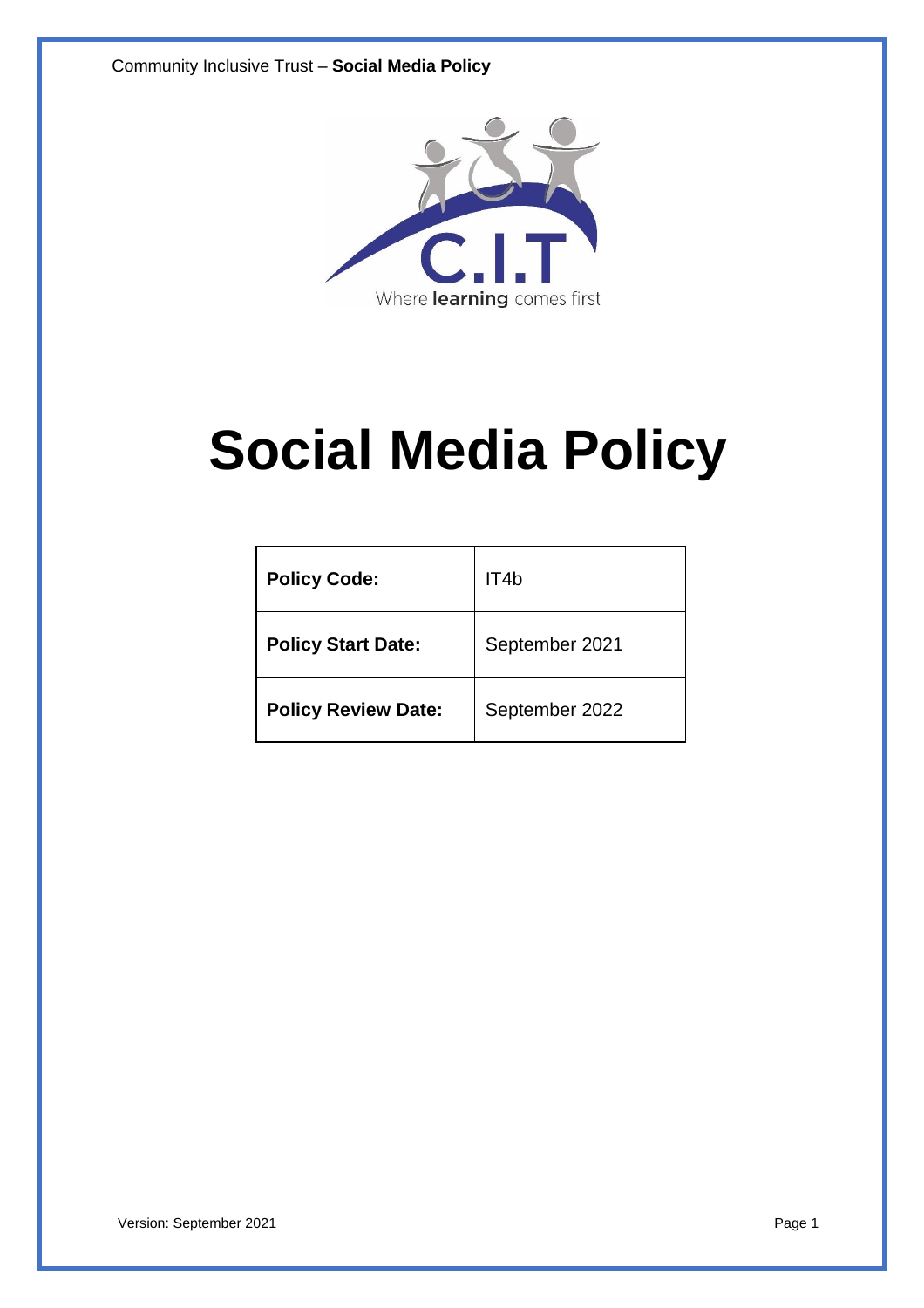# Social Media Policy

| Policy Code: | IT4b |
| --- | --- |
| Policy Start Date: | September 2021 |
| Policy Review Date: | September 2022 |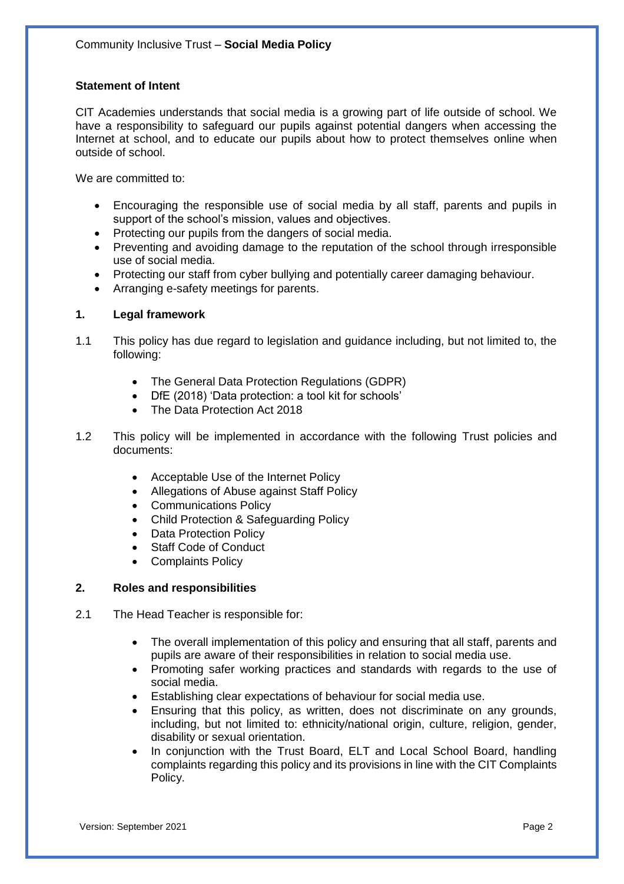**Statement of Intent**

CIT Academies understands that social media is a growing part of life outside of school. We have a responsibility to safeguard our pupils against potential dangers when accessing the Internet at school, and to educate our pupils about how to protect themselves online when outside of school.

We are committed to:

- Encouraging the responsible use of social media by all staff, parents and pupils in support of the school's mission, values and objectives.
- Protecting our pupils from the dangers of social media.
- Preventing and avoiding damage to the reputation of the school through irresponsible use of social media.
- Protecting our staff from cyber bullying and potentially career damaging behaviour.
- Arranging e-safety meetings for parents.

## 1. Legal framework

1.1 This policy has due regard to legislation and guidance including, but not limited to, the following:

- The General Data Protection Regulations (GDPR)
- DfE (2018) 'Data protection: a tool kit for schools'
- The Data Protection Act 2018

1.2 This policy will be implemented in accordance with the following Trust policies and documents:

- Acceptable Use of the Internet Policy
- Allegations of Abuse against Staff Policy
- Communications Policy
- Child Protection & Safeguarding Policy
- Data Protection Policy
- Staff Code of Conduct
- Complaints Policy

## 2. Roles and responsibilities

2.1 The Head Teacher is responsible for:

- The overall implementation of this policy and ensuring that all staff, parents and pupils are aware of their responsibilities in relation to social media use.
- Promoting safer working practices and standards with regards to the use of social media.
- Establishing clear expectations of behaviour for social media use.
- Ensuring that this policy, as written, does not discriminate on any grounds, including, but not limited to: ethnicity/national origin, culture, religion, gender, disability or sexual orientation.
- In conjunction with the Trust Board, ELT and Local School Board, handling complaints regarding this policy and its provisions in line with the CIT Complaints Policy.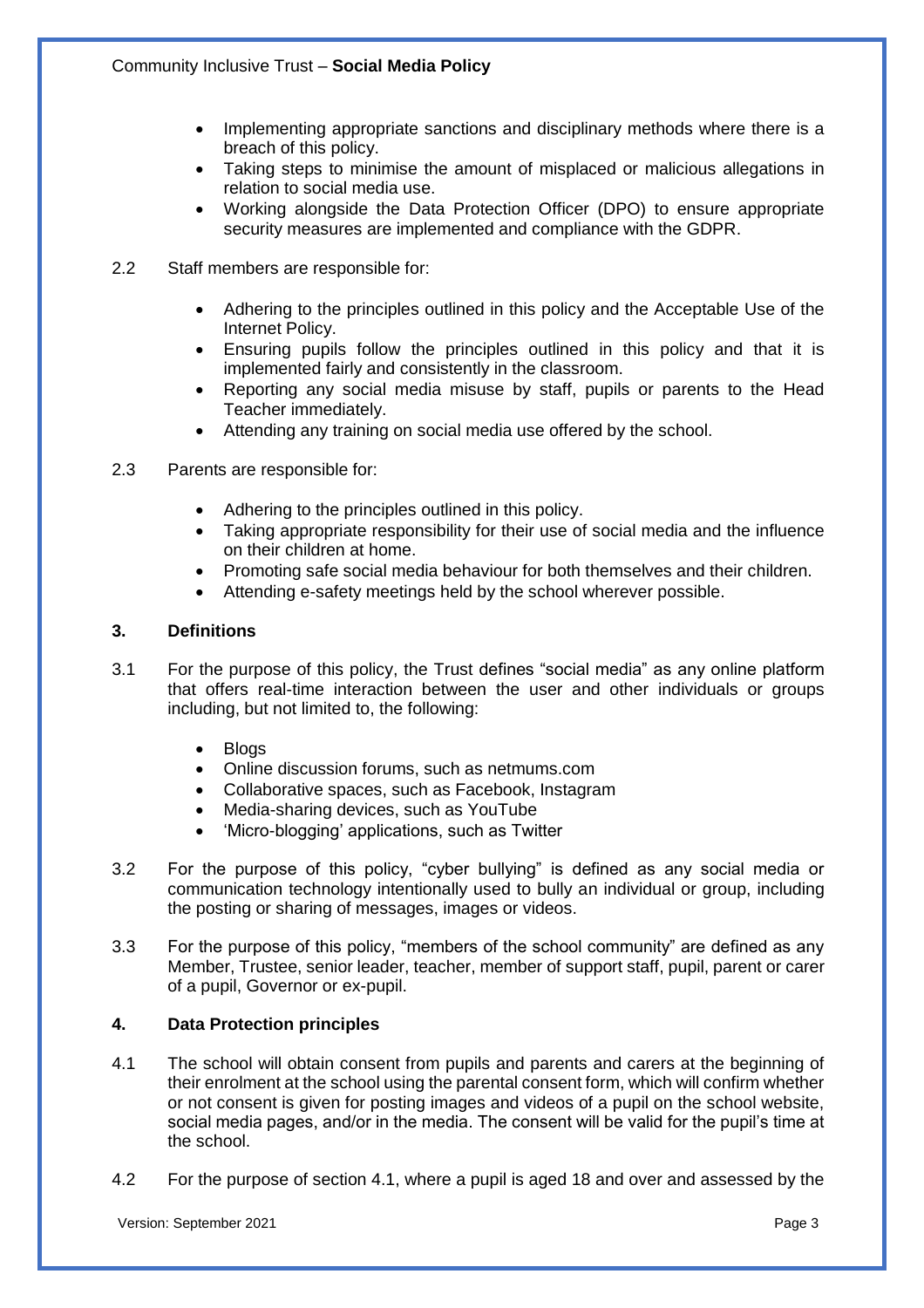- Implementing appropriate sanctions and disciplinary methods where there is a breach of this policy.
- Taking steps to minimise the amount of misplaced or malicious allegations in relation to social media use.
- Working alongside the Data Protection Officer (DPO) to ensure appropriate security measures are implemented and compliance with the GDPR.

2.2 Staff members are responsible for:

- Adhering to the principles outlined in this policy and the Acceptable Use of the Internet Policy.
- Ensuring pupils follow the principles outlined in this policy and that it is implemented fairly and consistently in the classroom.
- Reporting any social media misuse by staff, pupils or parents to the Head Teacher immediately.
- Attending any training on social media use offered by the school.

2.3 Parents are responsible for:

- Adhering to the principles outlined in this policy.
- Taking appropriate responsibility for their use of social media and the influence on their children at home.
- Promoting safe social media behaviour for both themselves and their children.
- Attending e-safety meetings held by the school wherever possible.

## 3. Definitions

3.1 For the purpose of this policy, the Trust defines "social media" as any online platform that offers real-time interaction between the user and other individuals or groups including, but not limited to, the following:

- Blogs
- Online discussion forums, such as netmums.com
- Collaborative spaces, such as Facebook, Instagram
- Media-sharing devices, such as YouTube
- 'Micro-blogging' applications, such as Twitter

3.2 For the purpose of this policy, "cyber bullying" is defined as any social media or communication technology intentionally used to bully an individual or group, including the posting or sharing of messages, images or videos.

3.3 For the purpose of this policy, "members of the school community" are defined as any Member, Trustee, senior leader, teacher, member of support staff, pupil, parent or carer of a pupil, Governor or ex-pupil.

## 4. Data Protection principles

4.1 The school will obtain consent from pupils and parents and carers at the beginning of their enrolment at the school using the parental consent form, which will confirm whether or not consent is given for posting images and videos of a pupil on the school website, social media pages, and/or in the media. The consent will be valid for the pupil's time at the school.

4.2 For the purpose of section 4.1, where a pupil is aged 18 and over and assessed by the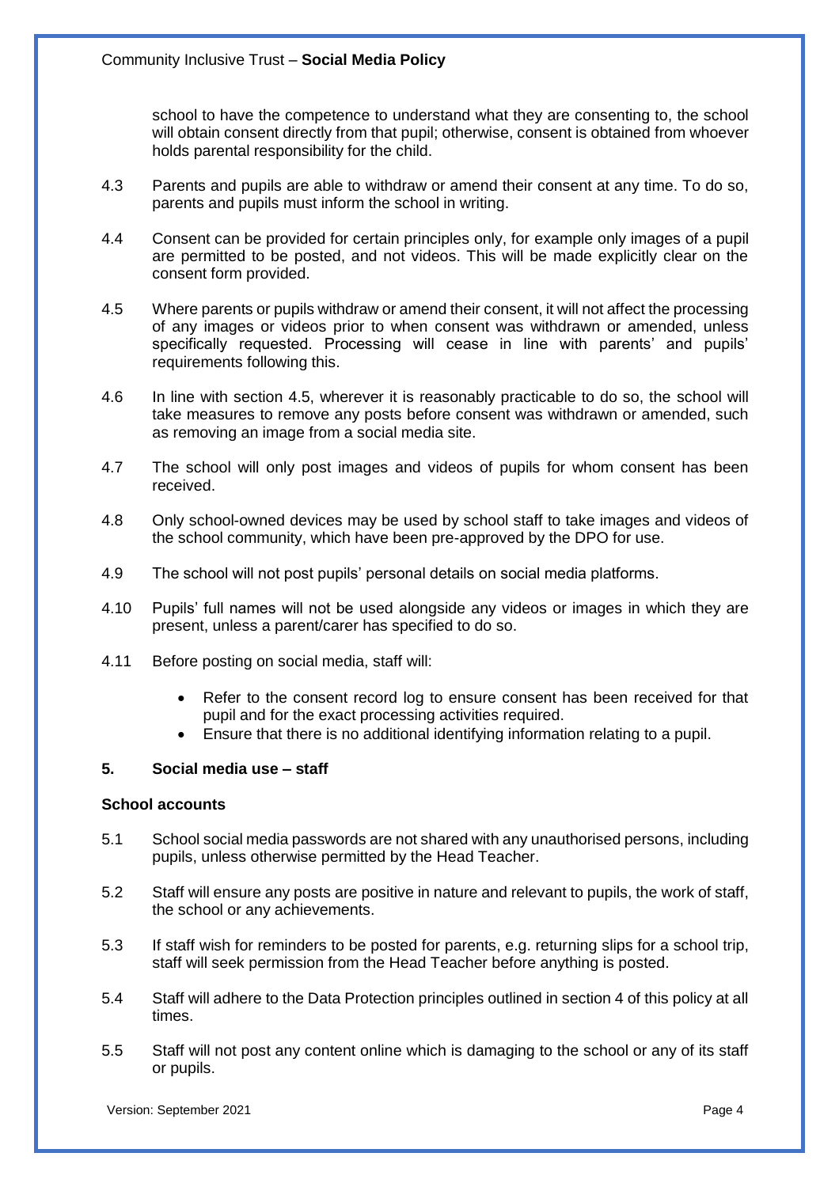school to have the competence to understand what they are consenting to, the school will obtain consent directly from that pupil; otherwise, consent is obtained from whoever holds parental responsibility for the child.

4.3 Parents and pupils are able to withdraw or amend their consent at any time. To do so, parents and pupils must inform the school in writing.

4.4 Consent can be provided for certain principles only, for example only images of a pupil are permitted to be posted, and not videos. This will be made explicitly clear on the consent form provided.

4.5 Where parents or pupils withdraw or amend their consent, it will not affect the processing of any images or videos prior to when consent was withdrawn or amended, unless specifically requested. Processing will cease in line with parents' and pupils' requirements following this.

4.6 In line with section 4.5, wherever it is reasonably practicable to do so, the school will take measures to remove any posts before consent was withdrawn or amended, such as removing an image from a social media site.

4.7 The school will only post images and videos of pupils for whom consent has been received.

4.8 Only school-owned devices may be used by school staff to take images and videos of the school community, which have been pre-approved by the DPO for use.

4.9 The school will not post pupils' personal details on social media platforms.

4.10 Pupils' full names will not be used alongside any videos or images in which they are present, unless a parent/carer has specified to do so.

4.11 Before posting on social media, staff will:

- Refer to the consent record log to ensure consent has been received for that pupil and for the exact processing activities required.
- Ensure that there is no additional identifying information relating to a pupil.

## 5. Social media use – staff

### School accounts

5.1 School social media passwords are not shared with any unauthorised persons, including pupils, unless otherwise permitted by the Head Teacher.

5.2 Staff will ensure any posts are positive in nature and relevant to pupils, the work of staff, the school or any achievements.

5.3 If staff wish for reminders to be posted for parents, e.g. returning slips for a school trip, staff will seek permission from the Head Teacher before anything is posted.

5.4 Staff will adhere to the Data Protection principles outlined in section 4 of this policy at all times.

5.5 Staff will not post any content online which is damaging to the school or any of its staff or pupils.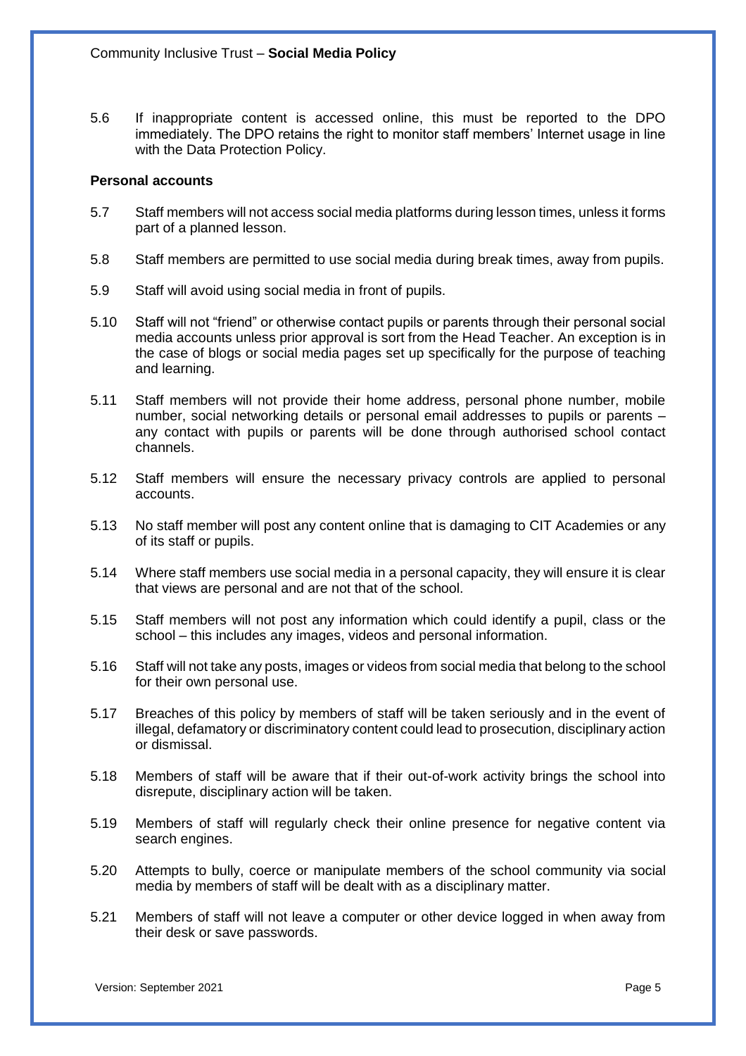5.6 If inappropriate content is accessed online, this must be reported to the DPO immediately. The DPO retains the right to monitor staff members' Internet usage in line with the Data Protection Policy.

**Personal accounts**

5.7 Staff members will not access social media platforms during lesson times, unless it forms part of a planned lesson.

5.8 Staff members are permitted to use social media during break times, away from pupils.

5.9 Staff will avoid using social media in front of pupils.

5.10 Staff will not "friend" or otherwise contact pupils or parents through their personal social media accounts unless prior approval is sort from the Head Teacher. An exception is in the case of blogs or social media pages set up specifically for the purpose of teaching and learning.

5.11 Staff members will not provide their home address, personal phone number, mobile number, social networking details or personal email addresses to pupils or parents – any contact with pupils or parents will be done through authorised school contact channels.

5.12 Staff members will ensure the necessary privacy controls are applied to personal accounts.

5.13 No staff member will post any content online that is damaging to CIT Academies or any of its staff or pupils.

5.14 Where staff members use social media in a personal capacity, they will ensure it is clear that views are personal and are not that of the school.

5.15 Staff members will not post any information which could identify a pupil, class or the school – this includes any images, videos and personal information.

5.16 Staff will not take any posts, images or videos from social media that belong to the school for their own personal use.

5.17 Breaches of this policy by members of staff will be taken seriously and in the event of illegal, defamatory or discriminatory content could lead to prosecution, disciplinary action or dismissal.

5.18 Members of staff will be aware that if their out-of-work activity brings the school into disrepute, disciplinary action will be taken.

5.19 Members of staff will regularly check their online presence for negative content via search engines.

5.20 Attempts to bully, coerce or manipulate members of the school community via social media by members of staff will be dealt with as a disciplinary matter.

5.21 Members of staff will not leave a computer or other device logged in when away from their desk or save passwords.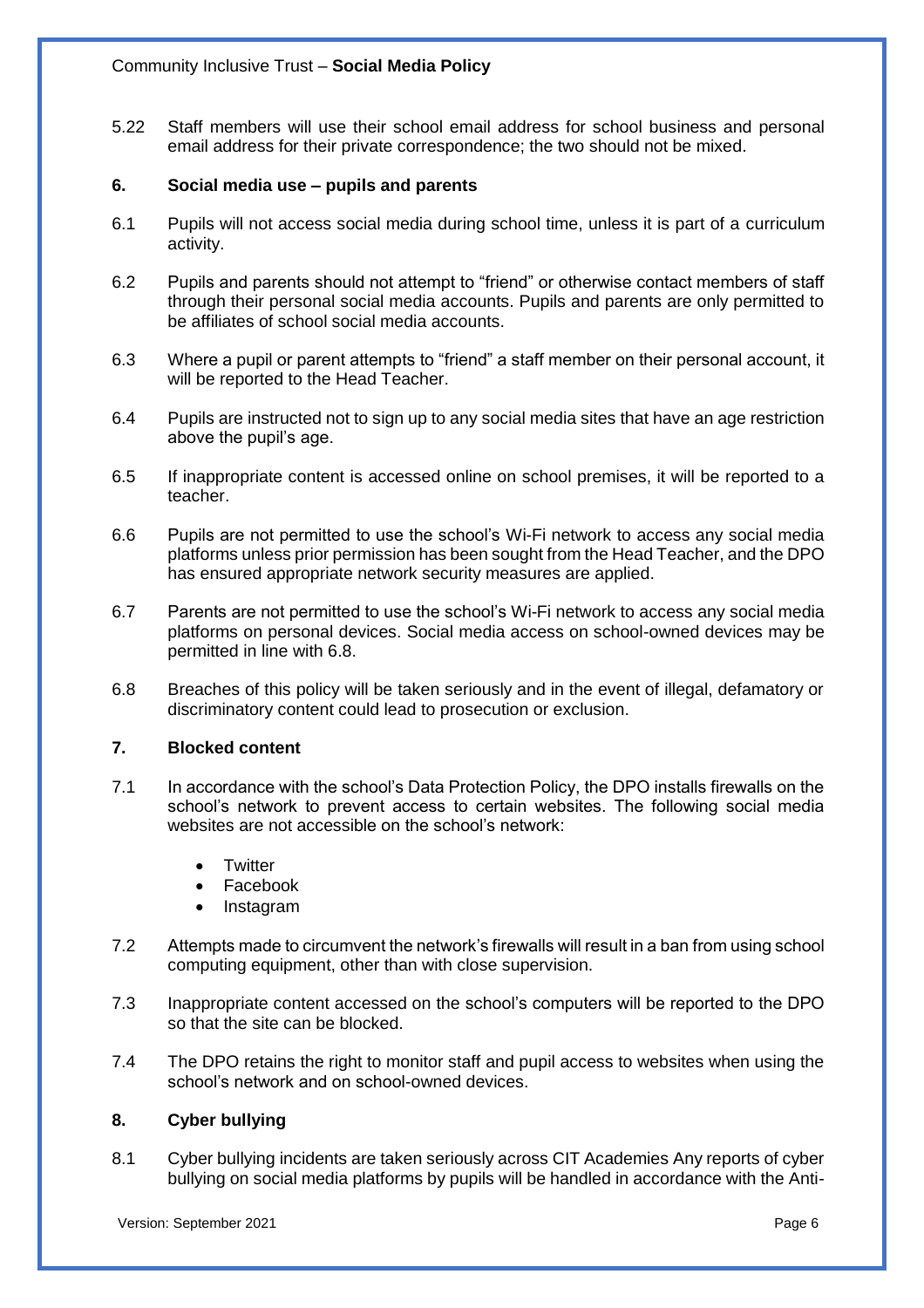5.22 Staff members will use their school email address for school business and personal email address for their private correspondence; the two should not be mixed.

## 6. Social media use – pupils and parents

6.1 Pupils will not access social media during school time, unless it is part of a curriculum activity.

6.2 Pupils and parents should not attempt to "friend" or otherwise contact members of staff through their personal social media accounts. Pupils and parents are only permitted to be affiliates of school social media accounts.

6.3 Where a pupil or parent attempts to "friend" a staff member on their personal account, it will be reported to the Head Teacher.

6.4 Pupils are instructed not to sign up to any social media sites that have an age restriction above the pupil's age.

6.5 If inappropriate content is accessed online on school premises, it will be reported to a teacher.

6.6 Pupils are not permitted to use the school's Wi-Fi network to access any social media platforms unless prior permission has been sought from the Head Teacher, and the DPO has ensured appropriate network security measures are applied.

6.7 Parents are not permitted to use the school's Wi-Fi network to access any social media platforms on personal devices. Social media access on school-owned devices may be permitted in line with 6.8.

6.8 Breaches of this policy will be taken seriously and in the event of illegal, defamatory or discriminatory content could lead to prosecution or exclusion.

## 7. Blocked content

7.1 In accordance with the school's Data Protection Policy, the DPO installs firewalls on the school's network to prevent access to certain websites. The following social media websites are not accessible on the school's network:

- Twitter
- Facebook
- Instagram

7.2 Attempts made to circumvent the network's firewalls will result in a ban from using school computing equipment, other than with close supervision.

7.3 Inappropriate content accessed on the school's computers will be reported to the DPO so that the site can be blocked.

7.4 The DPO retains the right to monitor staff and pupil access to websites when using the school's network and on school-owned devices.

## 8. Cyber bullying

8.1 Cyber bullying incidents are taken seriously across CIT Academies Any reports of cyber bullying on social media platforms by pupils will be handled in accordance with the Anti-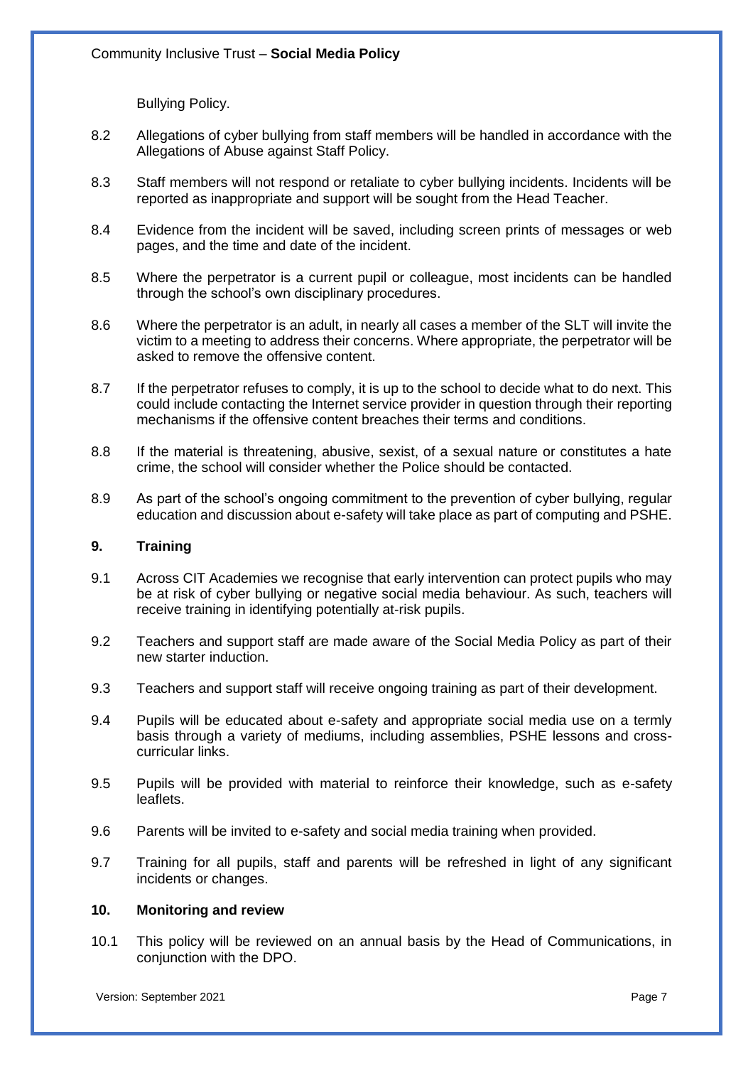Bullying Policy.

8.2 Allegations of cyber bullying from staff members will be handled in accordance with the Allegations of Abuse against Staff Policy.

8.3 Staff members will not respond or retaliate to cyber bullying incidents. Incidents will be reported as inappropriate and support will be sought from the Head Teacher.

8.4 Evidence from the incident will be saved, including screen prints of messages or web pages, and the time and date of the incident.

8.5 Where the perpetrator is a current pupil or colleague, most incidents can be handled through the school's own disciplinary procedures.

8.6 Where the perpetrator is an adult, in nearly all cases a member of the SLT will invite the victim to a meeting to address their concerns. Where appropriate, the perpetrator will be asked to remove the offensive content.

8.7 If the perpetrator refuses to comply, it is up to the school to decide what to do next. This could include contacting the Internet service provider in question through their reporting mechanisms if the offensive content breaches their terms and conditions.

8.8 If the material is threatening, abusive, sexist, of a sexual nature or constitutes a hate crime, the school will consider whether the Police should be contacted.

8.9 As part of the school's ongoing commitment to the prevention of cyber bullying, regular education and discussion about e-safety will take place as part of computing and PSHE.

## 9. Training

9.1 Across CIT Academies we recognise that early intervention can protect pupils who may be at risk of cyber bullying or negative social media behaviour. As such, teachers will receive training in identifying potentially at-risk pupils.

9.2 Teachers and support staff are made aware of the Social Media Policy as part of their new starter induction.

9.3 Teachers and support staff will receive ongoing training as part of their development.

9.4 Pupils will be educated about e-safety and appropriate social media use on a termly basis through a variety of mediums, including assemblies, PSHE lessons and cross-curricular links.

9.5 Pupils will be provided with material to reinforce their knowledge, such as e-safety leaflets.

9.6 Parents will be invited to e-safety and social media training when provided.

9.7 Training for all pupils, staff and parents will be refreshed in light of any significant incidents or changes.

## 10. Monitoring and review

10.1 This policy will be reviewed on an annual basis by the Head of Communications, in conjunction with the DPO.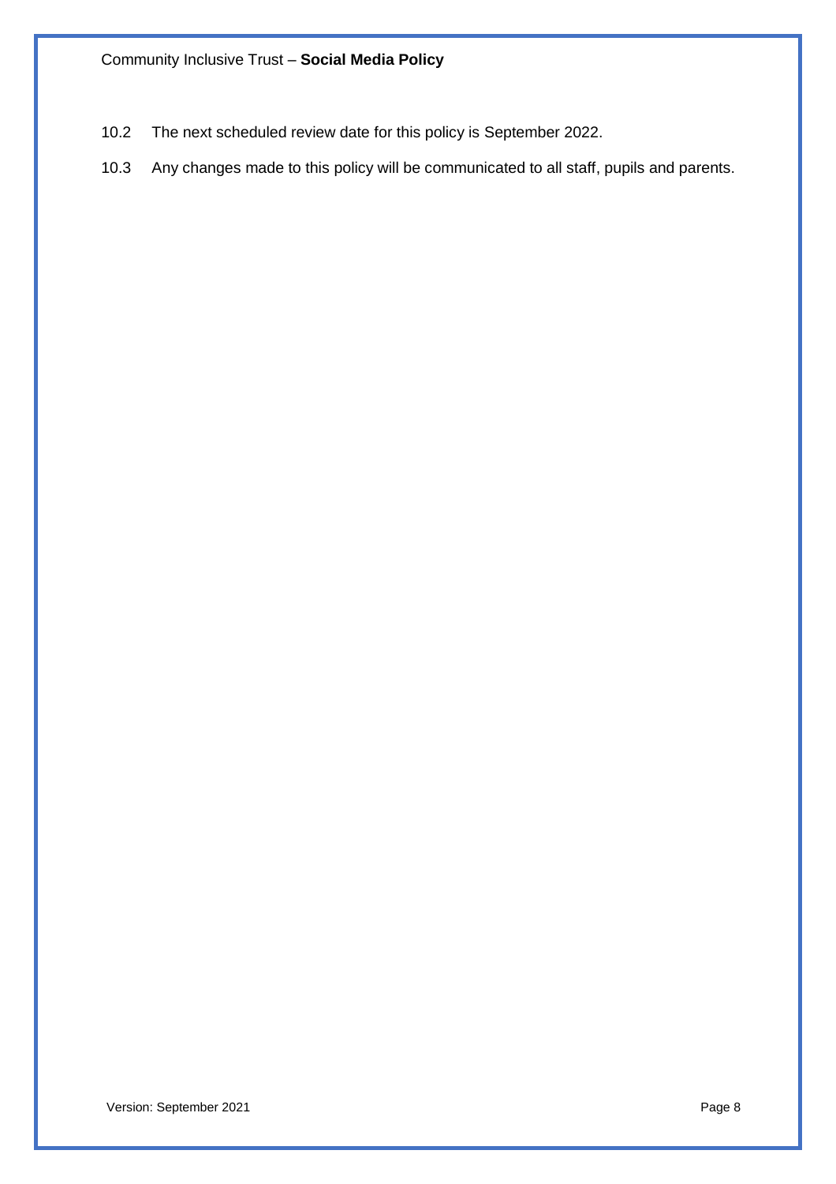10.2 The next scheduled review date for this policy is September 2022.

10.3 Any changes made to this policy will be communicated to all staff, pupils and parents.